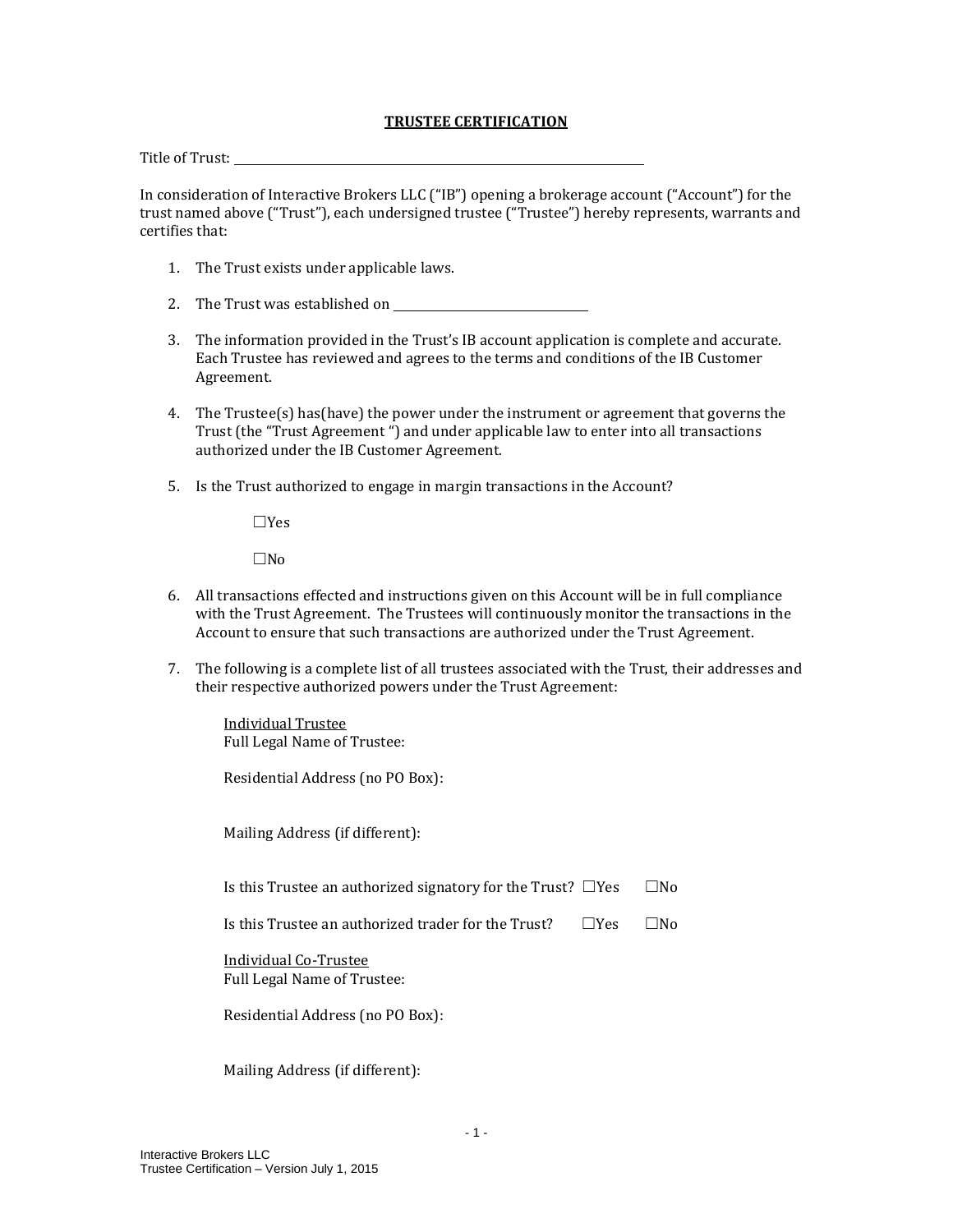# TRUSTEE CERTIFICATION

Title of Trust: ______________________________________________

In consideration of Interactive Brokers LLC ("IB") opening a brokerage account ("Account") for the trust named above ("Trust"), each undersigned trustee ("Trustee") hereby represents, warrants and certifies that:

1. The Trust exists under applicable laws.

2. The Trust was established on ____________________

3. The information provided in the Trust's IB account application is complete and accurate. Each Trustee has reviewed and agrees to the terms and conditions of the IB Customer Agreement.

4. The Trustee(s) has(have) the power under the instrument or agreement that governs the Trust (the "Trust Agreement ") and under applicable law to enter into all transactions authorized under the IB Customer Agreement.

5. Is the Trust authorized to engage in margin transactions in the Account?

   ☐Yes

   ☐No

6. All transactions effected and instructions given on this Account will be in full compliance with the Trust Agreement. The Trustees will continuously monitor the transactions in the Account to ensure that such transactions are authorized under the Trust Agreement.

7. The following is a complete list of all trustees associated with the Trust, their addresses and their respective authorized powers under the Trust Agreement:

   Individual Trustee
   Full Legal Name of Trustee:

   Residential Address (no PO Box):

   Mailing Address (if different):

   Is this Trustee an authorized signatory for the Trust? ☐Yes ☐No

   Is this Trustee an authorized trader for the Trust? ☐Yes ☐No

   Individual Co-Trustee
   Full Legal Name of Trustee:

   Residential Address (no PO Box):

   Mailing Address (if different):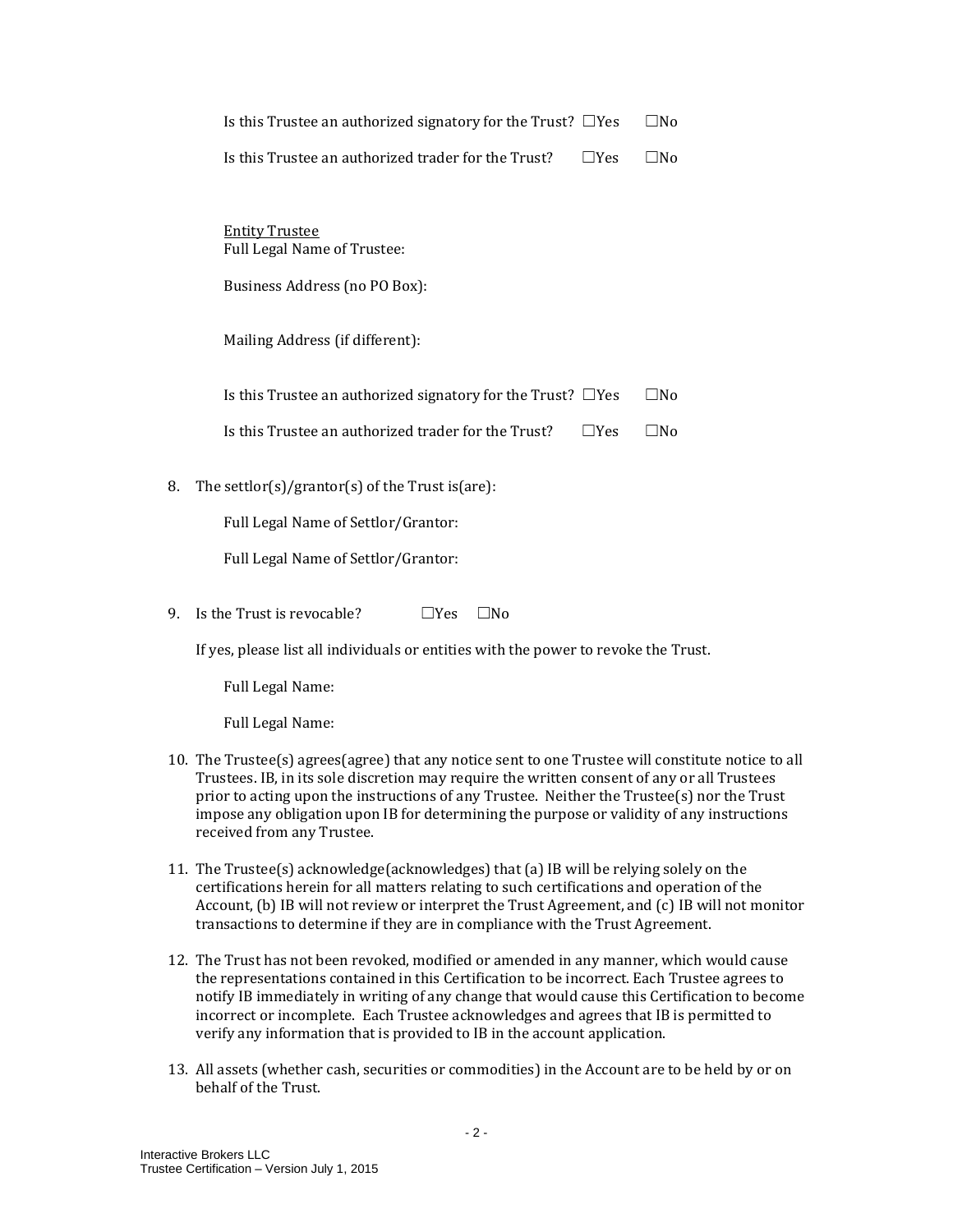Is this Trustee an authorized signatory for the Trust? ☐Yes ☐No

Is this Trustee an authorized trader for the Trust? ☐Yes ☐No

Entity Trustee

Full Legal Name of Trustee:

Business Address (no PO Box):

Mailing Address (if different):

Is this Trustee an authorized signatory for the Trust? ☐Yes ☐No

Is this Trustee an authorized trader for the Trust? ☐Yes ☐No

8. The settlor(s)/grantor(s) of the Trust is(are):

   Full Legal Name of Settlor/Grantor:

   Full Legal Name of Settlor/Grantor:

9. Is the Trust is revocable? ☐Yes ☐No

   If yes, please list all individuals or entities with the power to revoke the Trust.

   Full Legal Name:

   Full Legal Name:

10. The Trustee(s) agrees(agree) that any notice sent to one Trustee will constitute notice to all Trustees. IB, in its sole discretion may require the written consent of any or all Trustees prior to acting upon the instructions of any Trustee. Neither the Trustee(s) nor the Trust impose any obligation upon IB for determining the purpose or validity of any instructions received from any Trustee.

11. The Trustee(s) acknowledge(acknowledges) that (a) IB will be relying solely on the certifications herein for all matters relating to such certifications and operation of the Account, (b) IB will not review or interpret the Trust Agreement, and (c) IB will not monitor transactions to determine if they are in compliance with the Trust Agreement.

12. The Trust has not been revoked, modified or amended in any manner, which would cause the representations contained in this Certification to be incorrect. Each Trustee agrees to notify IB immediately in writing of any change that would cause this Certification to become incorrect or incomplete. Each Trustee acknowledges and agrees that IB is permitted to verify any information that is provided to IB in the account application.

13. All assets (whether cash, securities or commodities) in the Account are to be held by or on behalf of the Trust.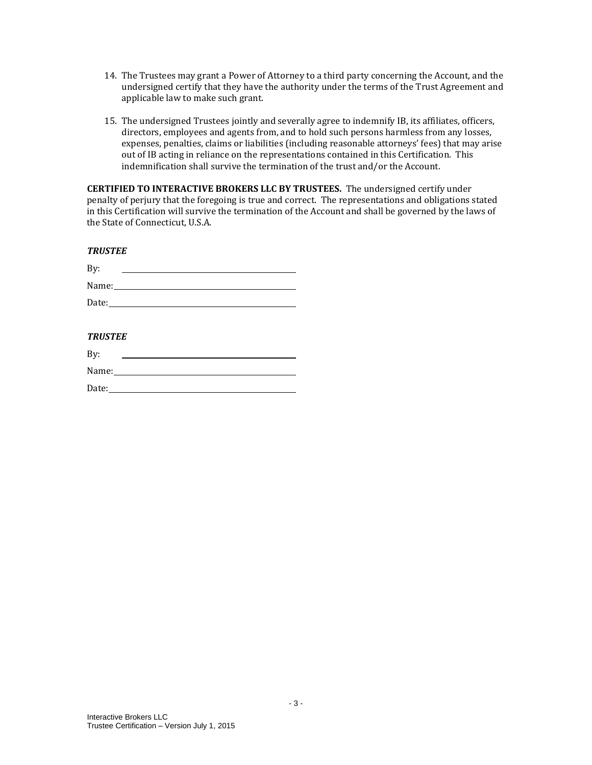14. The Trustees may grant a Power of Attorney to a third party concerning the Account, and the undersigned certify that they have the authority under the terms of the Trust Agreement and applicable law to make such grant.

15. The undersigned Trustees jointly and severally agree to indemnify IB, its affiliates, officers, directors, employees and agents from, and to hold such persons harmless from any losses, expenses, penalties, claims or liabilities (including reasonable attorneys' fees) that may arise out of IB acting in reliance on the representations contained in this Certification. This indemnification shall survive the termination of the trust and/or the Account.

**CERTIFIED TO INTERACTIVE BROKERS LLC BY TRUSTEES.** The undersigned certify under penalty of perjury that the foregoing is true and correct. The representations and obligations stated in this Certification will survive the termination of the Account and shall be governed by the laws of the State of Connecticut, U.S.A.

***TRUSTEE***

By: ________________________________

Name: ______________________________

Date: _______________________________

***TRUSTEE***

By: ________________________________

Name: ______________________________

Date: _______________________________

Interactive Brokers LLC
Trustee Certification – Version July 1, 2015